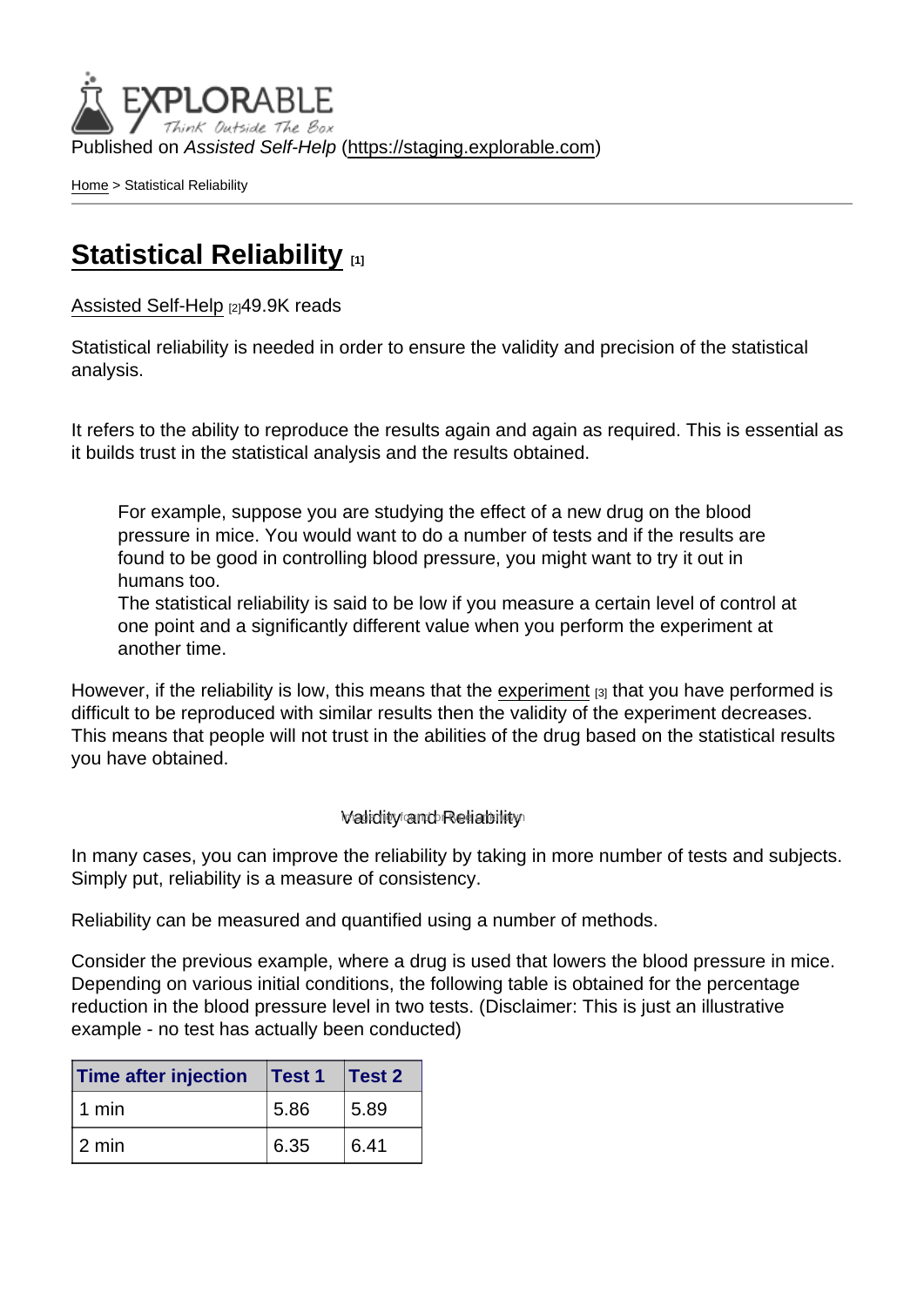Published on *Assisted Self-Help* (https://staging.explorable.com)

Home > Statistical Reliability

# Statistical Reliability [1]

Assisted Self-Help [2]49.9K reads

Statistical reliability is needed in order to ensure the validity and precision of the statistical analysis.

It refers to the ability to reproduce the results again and again as required. This is essential as it builds trust in the statistical analysis and the results obtained.

> For example, suppose you are studying the effect of a new drug on the blood pressure in mice. You would want to do a number of tests and if the results are found to be good in controlling blood pressure, you might want to try it out in humans too.
> The statistical reliability is said to be low if you measure a certain level of control at one point and a significantly different value when you perform the experiment at another time.

However, if the reliability is low, this means that the experiment [3] that you have performed is difficult to be reproduced with similar results then the validity of the experiment decreases. This means that people will not trust in the abilities of the drug based on the statistical results you have obtained.

Validity and Reliability

In many cases, you can improve the reliability by taking in more number of tests and subjects. Simply put, reliability is a measure of consistency.

Reliability can be measured and quantified using a number of methods.

Consider the previous example, where a drug is used that lowers the blood pressure in mice. Depending on various initial conditions, the following table is obtained for the percentage reduction in the blood pressure level in two tests. (Disclaimer: This is just an illustrative example - no test has actually been conducted)

| Time after injection | Test 1 | Test 2 |
|---|---|---|
| 1 min | 5.86 | 5.89 |
| 2 min | 6.35 | 6.41 |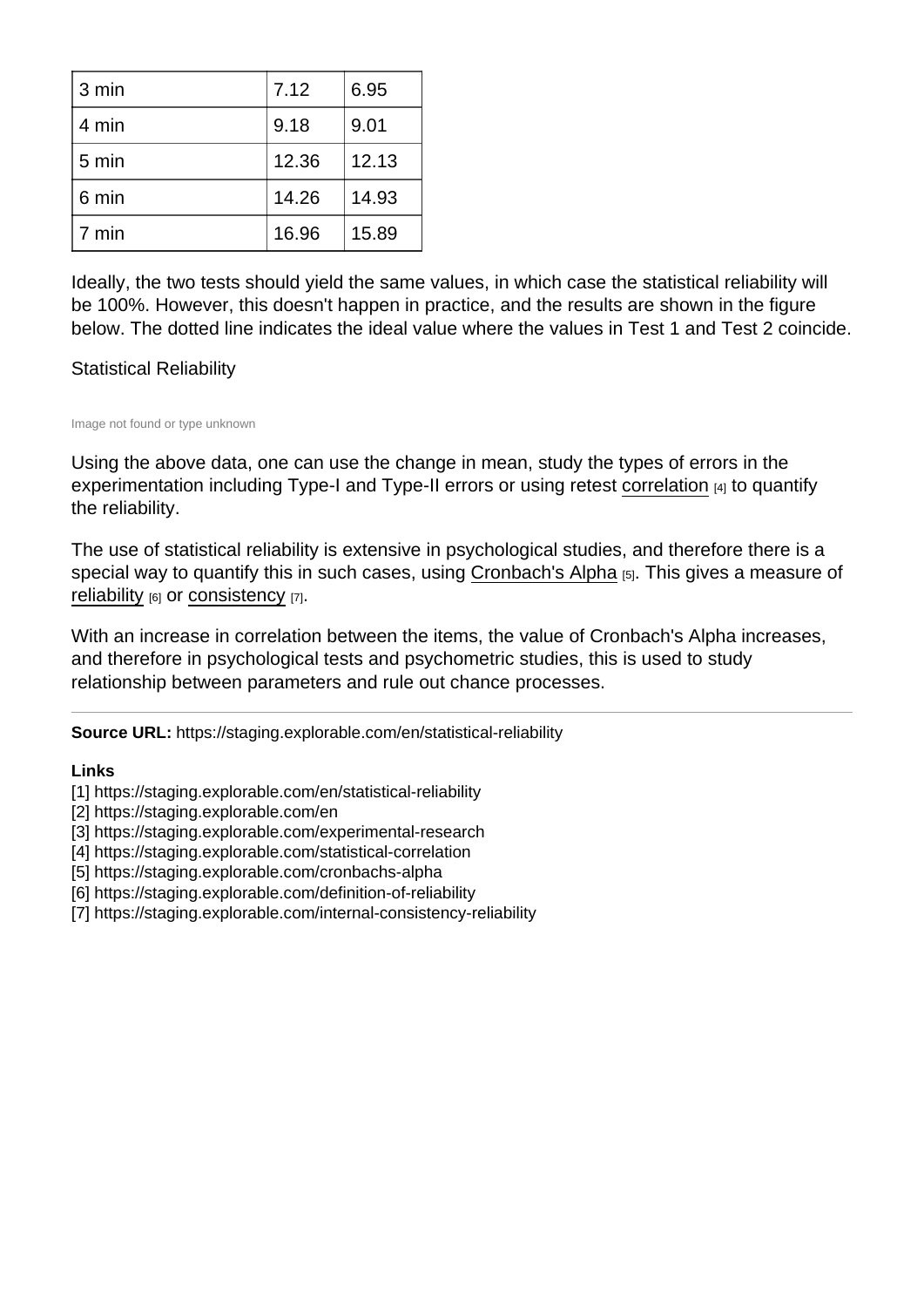| | | |
|---|---|---|
| 3 min | 7.12 | 6.95 |
| 4 min | 9.18 | 9.01 |
| 5 min | 12.36 | 12.13 |
| 6 min | 14.26 | 14.93 |
| 7 min | 16.96 | 15.89 |

Ideally, the two tests should yield the same values, in which case the statistical reliability will be 100%. However, this doesn't happen in practice, and the results are shown in the figure below. The dotted line indicates the ideal value where the values in Test 1 and Test 2 coincide.

Statistical Reliability

Image not found or type unknown

Using the above data, one can use the change in mean, study the types of errors in the experimentation including Type-I and Type-II errors or using retest correlation [4] to quantify the reliability.

The use of statistical reliability is extensive in psychological studies, and therefore there is a special way to quantify this in such cases, using Cronbach's Alpha [5]. This gives a measure of reliability [6] or consistency [7].

With an increase in correlation between the items, the value of Cronbach's Alpha increases, and therefore in psychological tests and psychometric studies, this is used to study relationship between parameters and rule out chance processes.

---

**Source URL:** https://staging.explorable.com/en/statistical-reliability

**Links**
[1] https://staging.explorable.com/en/statistical-reliability
[2] https://staging.explorable.com/en
[3] https://staging.explorable.com/experimental-research
[4] https://staging.explorable.com/statistical-correlation
[5] https://staging.explorable.com/cronbachs-alpha
[6] https://staging.explorable.com/definition-of-reliability
[7] https://staging.explorable.com/internal-consistency-reliability